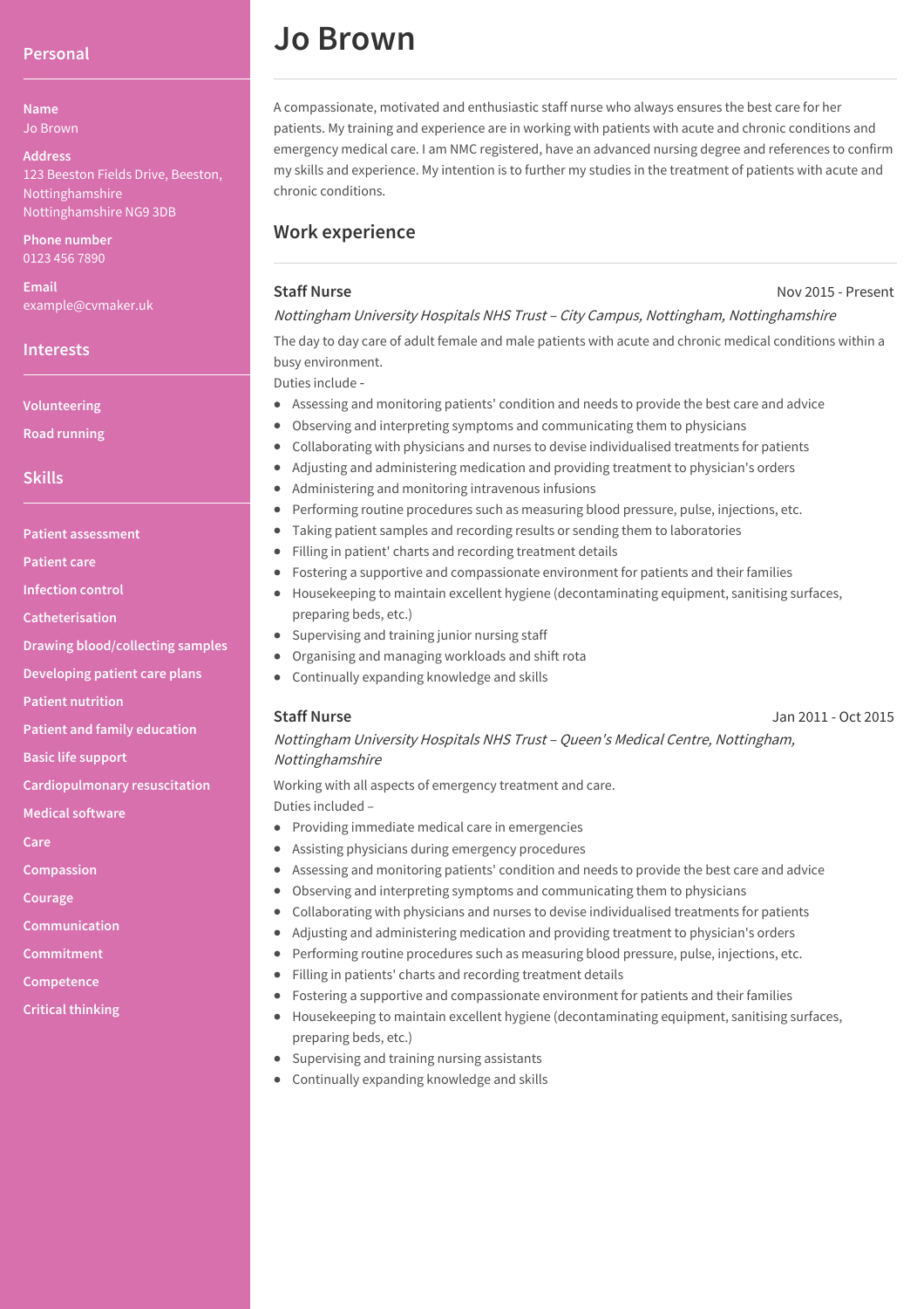# Jo Brown

## Personal

**Name**
Jo Brown

**Address**
123 Beeston Fields Drive, Beeston, Nottinghamshire
Nottinghamshire NG9 3DB

**Phone number**
0123 456 7890

**Email**
example@cvmaker.uk

## Interests

- Volunteering
- Road running

## Skills

- Patient assessment
- Patient care
- Infection control
- Catheterisation
- Drawing blood/collecting samples
- Developing patient care plans
- Patient nutrition
- Patient and family education
- Basic life support
- Cardiopulmonary resuscitation
- Medical software
- Care
- Compassion
- Courage
- Communication
- Commitment
- Competence
- Critical thinking

A compassionate, motivated and enthusiastic staff nurse who always ensures the best care for her patients. My training and experience are in working with patients with acute and chronic conditions and emergency medical care. I am NMC registered, have an advanced nursing degree and references to confirm my skills and experience. My intention is to further my studies in the treatment of patients with acute and chronic conditions.

## Work experience

### Staff Nurse
Nov 2015 - Present

*Nottingham University Hospitals NHS Trust – City Campus, Nottingham, Nottinghamshire*

The day to day care of adult female and male patients with acute and chronic medical conditions within a busy environment.

Duties include -

- Assessing and monitoring patients' condition and needs to provide the best care and advice
- Observing and interpreting symptoms and communicating them to physicians
- Collaborating with physicians and nurses to devise individualised treatments for patients
- Adjusting and administering medication and providing treatment to physician's orders
- Administering and monitoring intravenous infusions
- Performing routine procedures such as measuring blood pressure, pulse, injections, etc.
- Taking patient samples and recording results or sending them to laboratories
- Filling in patient' charts and recording treatment details
- Fostering a supportive and compassionate environment for patients and their families
- Housekeeping to maintain excellent hygiene (decontaminating equipment, sanitising surfaces, preparing beds, etc.)
- Supervising and training junior nursing staff
- Organising and managing workloads and shift rota
- Continually expanding knowledge and skills

### Staff Nurse
Jan 2011 - Oct 2015

*Nottingham University Hospitals NHS Trust – Queen's Medical Centre, Nottingham, Nottinghamshire*

Working with all aspects of emergency treatment and care.

Duties included –

- Providing immediate medical care in emergencies
- Assisting physicians during emergency procedures
- Assessing and monitoring patients' condition and needs to provide the best care and advice
- Observing and interpreting symptoms and communicating them to physicians
- Collaborating with physicians and nurses to devise individualised treatments for patients
- Adjusting and administering medication and providing treatment to physician's orders
- Performing routine procedures such as measuring blood pressure, pulse, injections, etc.
- Filling in patients' charts and recording treatment details
- Fostering a supportive and compassionate environment for patients and their families
- Housekeeping to maintain excellent hygiene (decontaminating equipment, sanitising surfaces, preparing beds, etc.)
- Supervising and training nursing assistants
- Continually expanding knowledge and skills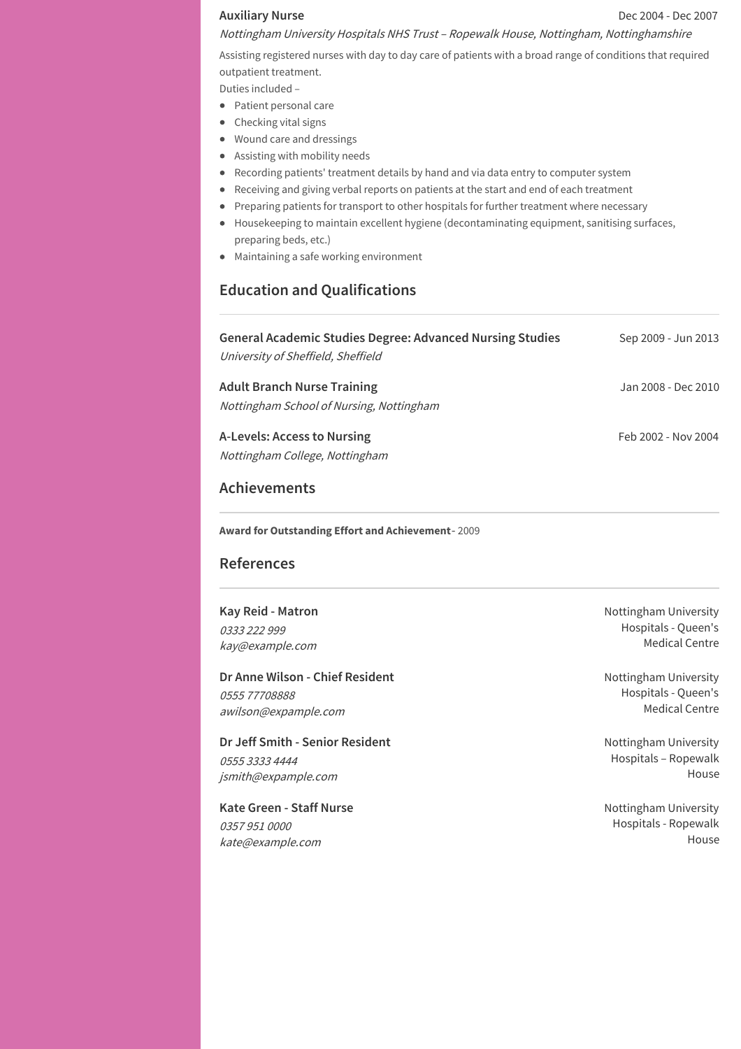**Auxiliary Nurse** Dec 2004 - Dec 2007

*Nottingham University Hospitals NHS Trust – Ropewalk House, Nottingham, Nottinghamshire*

Assisting registered nurses with day to day care of patients with a broad range of conditions that required outpatient treatment.

Duties included –

- Patient personal care
- Checking vital signs
- Wound care and dressings
- Assisting with mobility needs
- Recording patients' treatment details by hand and via data entry to computer system
- Receiving and giving verbal reports on patients at the start and end of each treatment
- Preparing patients for transport to other hospitals for further treatment where necessary
- Housekeeping to maintain excellent hygiene (decontaminating equipment, sanitising surfaces, preparing beds, etc.)
- Maintaining a safe working environment

## Education and Qualifications

**General Academic Studies Degree: Advanced Nursing Studies** Sep 2009 - Jun 2013

*University of Sheffield, Sheffield*

**Adult Branch Nurse Training** Jan 2008 - Dec 2010

*Nottingham School of Nursing, Nottingham*

**A-Levels: Access to Nursing** Feb 2002 - Nov 2004

*Nottingham College, Nottingham*

## Achievements

**Award for Outstanding Effort and Achievement**- 2009

## References

**Kay Reid - Matron**

*0333 222 999*

*kay@example.com*

Nottingham University Hospitals - Queen's Medical Centre

**Dr Anne Wilson - Chief Resident**

*0555 77708888*

*awilson@expample.com*

Nottingham University Hospitals - Queen's Medical Centre

**Dr Jeff Smith - Senior Resident**

*0555 3333 4444*

*jsmith@expample.com*

Nottingham University Hospitals – Ropewalk House

**Kate Green - Staff Nurse**

*0357 951 0000*

*kate@example.com*

Nottingham University Hospitals - Ropewalk House